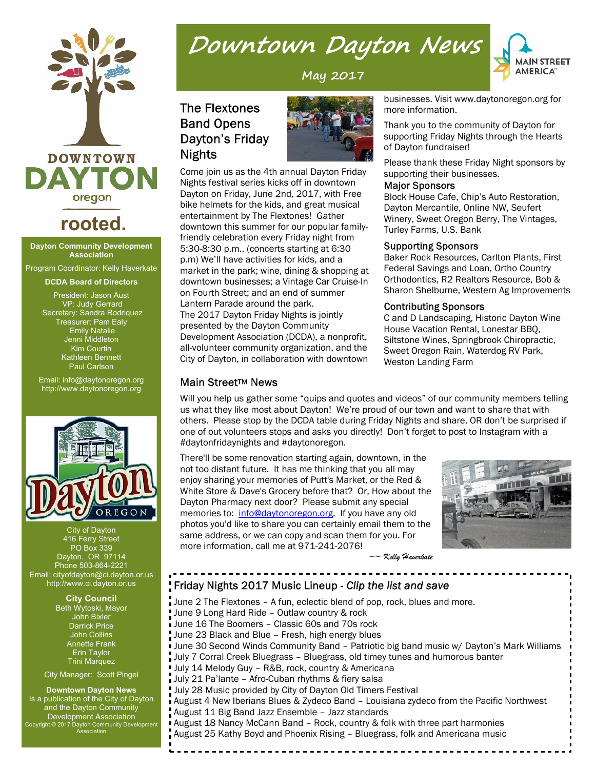# Downtown Dayton News

May 2017

DOWNTOWN DAYTON oregon

rooted.

**Dayton Community Development Association**

Program Coordinator: Kelly Haverkate

**DCDA Board of Directors**

President: Jason Aust
VP: Judy Gerrard
Secretary: Sandra Rodriquez
Treasurer: Pam Ealy
Emily Natalie
Jenni Middleton
Kim Courtin
Kathleen Bennett
Paul Carlson

Email: info@daytonoregon.org
http://www.daytonoregon.org

City of Dayton
416 Ferry Street
PO Box 339
Dayton, OR 97114
Phone 503-864-2221
Email: cityofdayton@ci.dayton.or.us
http://www.ci.dayton.or.us

**City Council**

Beth Wytoski, Mayor
John Bixler
Darrick Price
John Collins
Annette Frank
Erin Taylor
Trini Marquez

City Manager: Scott Pingel

**Downtown Dayton News**
Is a publication of the City of Dayton and the Dayton Community Development Association
Copyright © 2017 Dayton Community Development Association

## The Flextones Band Opens Dayton's Friday Nights

Come join us as the 4th annual Dayton Friday Nights festival series kicks off in downtown Dayton on Friday, June 2nd, 2017, with Free bike helmets for the kids, and great musical entertainment by The Flextones! Gather downtown this summer for our popular family-friendly celebration every Friday night from 5:30-8:30 p.m., (concerts starting at 6:30 p.m) We'll have activities for kids, and a market in the park; wine, dining & shopping at downtown businesses; a Vintage Car Cruise-In on Fourth Street; and an end of summer Lantern Parade around the park.
The 2017 Dayton Friday Nights is jointly presented by the Dayton Community Development Association (DCDA), a nonprofit, all-volunteer community organization, and the City of Dayton, in collaboration with downtown businesses. Visit www.daytonoregon.org for more information.

Thank you to the community of Dayton for supporting Friday Nights through the Hearts of Dayton fundraiser!

Please thank these Friday Night sponsors by supporting their businesses.

### Major Sponsors

Block House Cafe, Chip's Auto Restoration, Dayton Mercantile, Online NW, Seufert Winery, Sweet Oregon Berry, The Vintages, Turley Farms, U.S. Bank

### Supporting Sponsors

Baker Rock Resources, Carlton Plants, First Federal Savings and Loan, Ortho Country Orthodontics, R2 Realtors Resource, Bob & Sharon Shelburne, Western Ag Improvements

### Contributing Sponsors

C and D Landscaping, Historic Dayton Wine House Vacation Rental, Lonestar BBQ, Siltstone Wines, Springbrook Chiropractic, Sweet Oregon Rain, Waterdog RV Park, Weston Landing Farm

## Main Street™ News

Will you help us gather some "quips and quotes and videos" of our community members telling us what they like most about Dayton! We're proud of our town and want to share that with others. Please stop by the DCDA table during Friday Nights and share, OR don't be surprised if one of out volunteers stops and asks you directly! Don't forget to post to Instagram with a #daytonfridaynights and #daytonoregon.

There'll be some renovation starting again, downtown, in the not too distant future. It has me thinking that you all may enjoy sharing your memories of Putt's Market, or the Red & White Store & Dave's Grocery before that? Or, How about the Dayton Pharmacy next door? Please submit any special memories to: info@daytonoregon.org. If you have any old photos you'd like to share you can certainly email them to the same address, or we can copy and scan them for you. For more information, call me at 971-241-2076!

*~~ Kelly Haverkate*

## Friday Nights 2017 Music Lineup - *Clip the list and save*

June 2 The Flextones – A fun, eclectic blend of pop, rock, blues and more.
June 9 Long Hard Ride – Outlaw country & rock
June 16 The Boomers – Classic 60s and 70s rock
June 23 Black and Blue – Fresh, high energy blues
June 30 Second Winds Community Band – Patriotic big band music w/ Dayton's Mark Williams
July 7 Corral Creek Bluegrass – Bluegrass, old timey tunes and humorous banter
July 14 Melody Guy – R&B, rock, country & Americana
July 21 Pa'lante – Afro-Cuban rhythms & fiery salsa
July 28 Music provided by City of Dayton Old Timers Festival
August 4 New Iberians Blues & Zydeco Band – Louisiana zydeco from the Pacific Northwest
August 11 Big Band Jazz Ensemble – Jazz standards
August 18 Nancy McCann Band – Rock, country & folk with three part harmonies
August 25 Kathy Boyd and Phoenix Rising – Bluegrass, folk and Americana music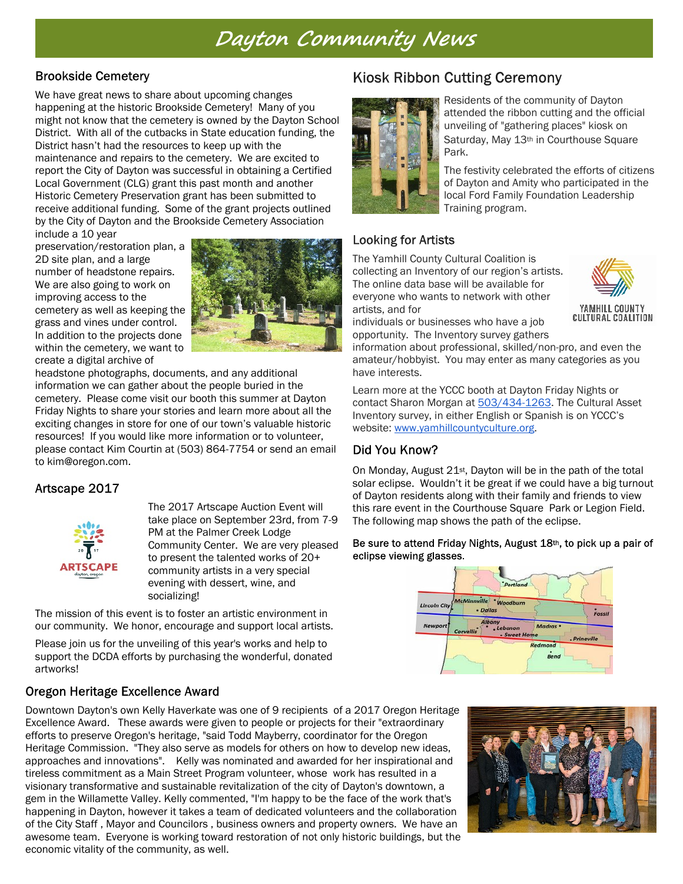# Dayton Community News

## Brookside Cemetery

We have great news to share about upcoming changes happening at the historic Brookside Cemetery! Many of you might not know that the cemetery is owned by the Dayton School District. With all of the cutbacks in State education funding, the District hasn't had the resources to keep up with the maintenance and repairs to the cemetery. We are excited to report the City of Dayton was successful in obtaining a Certified Local Government (CLG) grant this past month and another Historic Cemetery Preservation grant has been submitted to receive additional funding. Some of the grant projects outlined by the City of Dayton and the Brookside Cemetery Association include a 10 year preservation/restoration plan, a 2D site plan, and a large number of headstone repairs. We are also going to work on improving access to the cemetery as well as keeping the grass and vines under control. In addition to the projects done within the cemetery, we want to create a digital archive of headstone photographs, documents, and any additional information we can gather about the people buried in the cemetery. Please come visit our booth this summer at Dayton Friday Nights to share your stories and learn more about all the exciting changes in store for one of our town's valuable historic resources! If you would like more information or to volunteer, please contact Kim Courtin at (503) 864-7754 or send an email to kim@oregon.com.

## Artscape 2017

The 2017 Artscape Auction Event will take place on September 23rd, from 7-9 PM at the Palmer Creek Lodge Community Center. We are very pleased to present the talented works of 20+ community artists in a very special evening with dessert, wine, and socializing!

The mission of this event is to foster an artistic environment in our community. We honor, encourage and support local artists.

Please join us for the unveiling of this year's works and help to support the DCDA efforts by purchasing the wonderful, donated artworks!

## Kiosk Ribbon Cutting Ceremony

Residents of the community of Dayton attended the ribbon cutting and the official unveiling of "gathering places" kiosk on Saturday, May 13th in Courthouse Square Park.

The festivity celebrated the efforts of citizens of Dayton and Amity who participated in the local Ford Family Foundation Leadership Training program.

## Looking for Artists

The Yamhill County Cultural Coalition is collecting an Inventory of our region's artists. The online data base will be available for everyone who wants to network with other artists, and for individuals or businesses who have a job opportunity. The Inventory survey gathers information about professional, skilled/non-pro, and even the amateur/hobbyist. You may enter as many categories as you have interests.

Learn more at the YCCC booth at Dayton Friday Nights or contact Sharon Morgan at 503/434-1263. The Cultural Asset Inventory survey, in either English or Spanish is on YCCC's website: www.yamhillcountyculture.org.

## Did You Know?

On Monday, August 21st, Dayton will be in the path of the total solar eclipse. Wouldn't it be great if we could have a big turnout of Dayton residents along with their family and friends to view this rare event in the Courthouse Square Park or Legion Field. The following map shows the path of the eclipse.

Be sure to attend Friday Nights, August 18th, to pick up a pair of eclipse viewing glasses.

## Oregon Heritage Excellence Award

Downtown Dayton's own Kelly Haverkate was one of 9 recipients of a 2017 Oregon Heritage Excellence Award. These awards were given to people or projects for their "extraordinary efforts to preserve Oregon's heritage, "said Todd Mayberry, coordinator for the Oregon Heritage Commission. "They also serve as models for others on how to develop new ideas, approaches and innovations". Kelly was nominated and awarded for her inspirational and tireless commitment as a Main Street Program volunteer, whose work has resulted in a visionary transformative and sustainable revitalization of the city of Dayton's downtown, a gem in the Willamette Valley. Kelly commented, "I'm happy to be the face of the work that's happening in Dayton, however it takes a team of dedicated volunteers and the collaboration of the City Staff , Mayor and Councilors , business owners and property owners. We have an awesome team. Everyone is working toward restoration of not only historic buildings, but the economic vitality of the community, as well.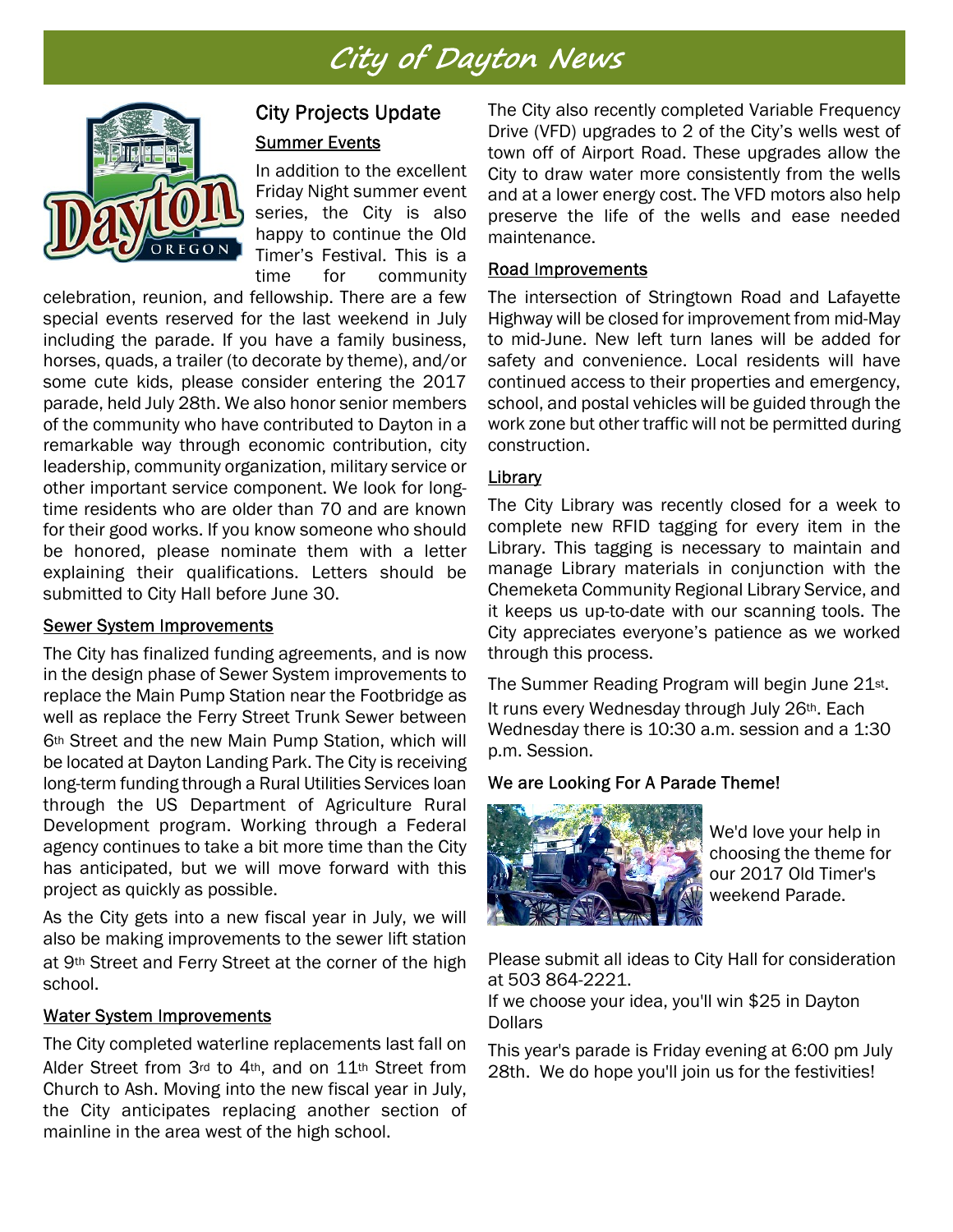# City of Dayton News

## City Projects Update

### Summer Events

In addition to the excellent Friday Night summer event series, the City is also happy to continue the Old Timer's Festival. This is a time for community celebration, reunion, and fellowship. There are a few special events reserved for the last weekend in July including the parade. If you have a family business, horses, quads, a trailer (to decorate by theme), and/or some cute kids, please consider entering the 2017 parade, held July 28th. We also honor senior members of the community who have contributed to Dayton in a remarkable way through economic contribution, city leadership, community organization, military service or other important service component. We look for long-time residents who are older than 70 and are known for their good works. If you know someone who should be honored, please nominate them with a letter explaining their qualifications. Letters should be submitted to City Hall before June 30.

### Sewer System Improvements

The City has finalized funding agreements, and is now in the design phase of Sewer System improvements to replace the Main Pump Station near the Footbridge as well as replace the Ferry Street Trunk Sewer between 6th Street and the new Main Pump Station, which will be located at Dayton Landing Park. The City is receiving long-term funding through a Rural Utilities Services loan through the US Department of Agriculture Rural Development program. Working through a Federal agency continues to take a bit more time than the City has anticipated, but we will move forward with this project as quickly as possible.

As the City gets into a new fiscal year in July, we will also be making improvements to the sewer lift station at 9th Street and Ferry Street at the corner of the high school.

### Water System Improvements

The City completed waterline replacements last fall on Alder Street from 3rd to 4th, and on 11th Street from Church to Ash. Moving into the new fiscal year in July, the City anticipates replacing another section of mainline in the area west of the high school.

The City also recently completed Variable Frequency Drive (VFD) upgrades to 2 of the City's wells west of town off of Airport Road. These upgrades allow the City to draw water more consistently from the wells and at a lower energy cost. The VFD motors also help preserve the life of the wells and ease needed maintenance.

### Road Improvements

The intersection of Stringtown Road and Lafayette Highway will be closed for improvement from mid-May to mid-June. New left turn lanes will be added for safety and convenience. Local residents will have continued access to their properties and emergency, school, and postal vehicles will be guided through the work zone but other traffic will not be permitted during construction.

### Library

The City Library was recently closed for a week to complete new RFID tagging for every item in the Library. This tagging is necessary to maintain and manage Library materials in conjunction with the Chemeketa Community Regional Library Service, and it keeps us up-to-date with our scanning tools. The City appreciates everyone's patience as we worked through this process.

The Summer Reading Program will begin June 21st. It runs every Wednesday through July 26th. Each Wednesday there is 10:30 a.m. session and a 1:30 p.m. Session.

### We are Looking For A Parade Theme!

We'd love your help in choosing the theme for our 2017 Old Timer's weekend Parade.

Please submit all ideas to City Hall for consideration at 503 864-2221.
If we choose your idea, you'll win $25 in Dayton Dollars

This year's parade is Friday evening at 6:00 pm July 28th. We do hope you'll join us for the festivities!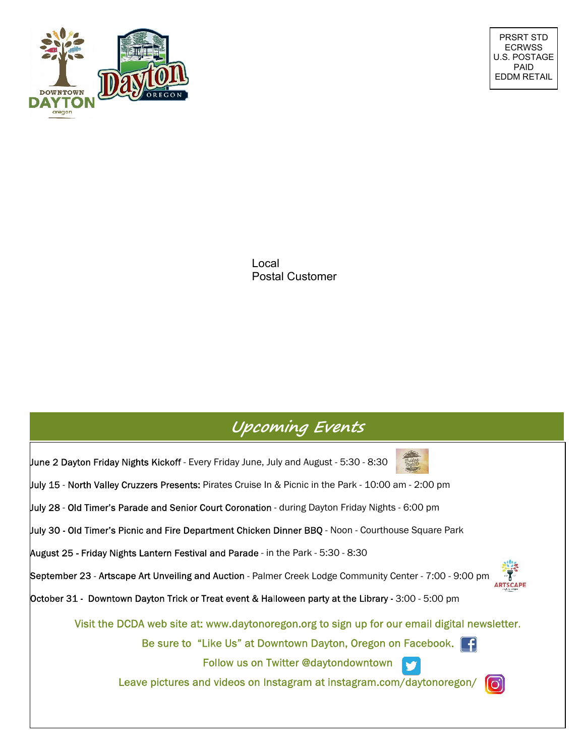PRSRT STD
ECRWSS
U.S. POSTAGE
PAID
EDDM RETAIL

Local
Postal Customer

## Upcoming Events

June 2 Dayton Friday Nights Kickoff - Every Friday June, July and August - 5:30 - 8:30

July 15 - North Valley Cruzzers Presents: Pirates Cruise In & Picnic in the Park - 10:00 am - 2:00 pm

July 28 - Old Timer's Parade and Senior Court Coronation - during Dayton Friday Nights - 6:00 pm

July 30 - Old Timer's Picnic and Fire Department Chicken Dinner BBQ - Noon - Courthouse Square Park

August 25 - Friday Nights Lantern Festival and Parade - in the Park - 5:30 - 8:30

September 23 - Artscape Art Unveiling and Auction - Palmer Creek Lodge Community Center - 7:00 - 9:00 pm

October 31 - Downtown Dayton Trick or Treat event & Halloween party at the Library - 3:00 - 5:00 pm

Visit the DCDA web site at: www.daytonoregon.org to sign up for our email digital newsletter.

Be sure to "Like Us" at Downtown Dayton, Oregon on Facebook.

Follow us on Twitter @daytondowntown

Leave pictures and videos on Instagram at instagram.com/daytonoregon/